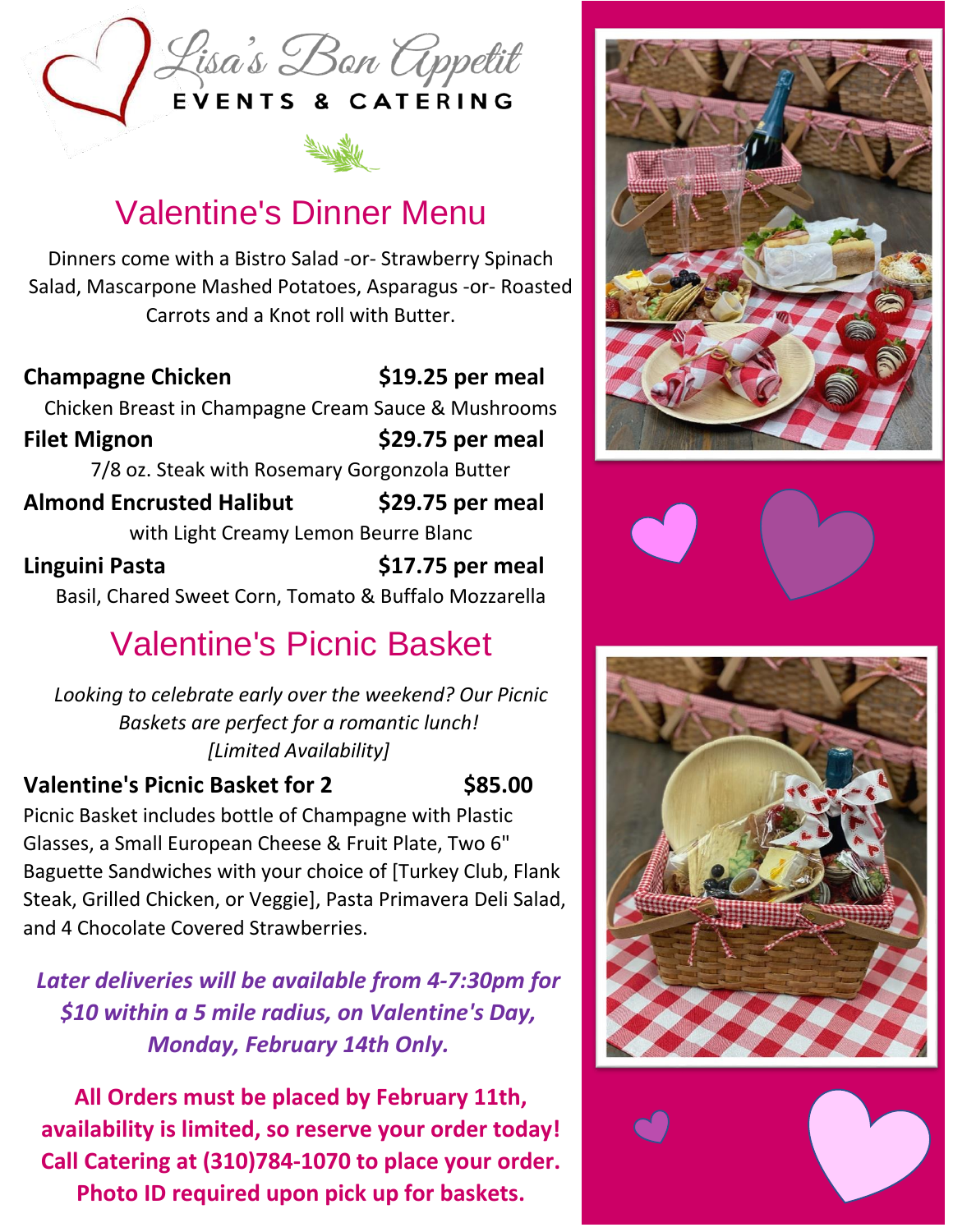# Lisa's Bon Appetit

EVENTS & CATERING

## Valentine's Dinner Menu

Dinners come with a Bistro Salad -or- Strawberry Spinach Salad, Mascarpone Mashed Potatoes, Asparagus -or- Roasted Carrots and a Knot roll with Butter.

**Champagne Chicken** **$19.25 per meal**

Chicken Breast in Champagne Cream Sauce & Mushrooms

**Filet Mignon** **$29.75 per meal**

7/8 oz. Steak with Rosemary Gorgonzola Butter

**Almond Encrusted Halibut** **$29.75 per meal**

with Light Creamy Lemon Beurre Blanc

**Linguini Pasta** **$17.75 per meal**

Basil, Chared Sweet Corn, Tomato & Buffalo Mozzarella

## Valentine's Picnic Basket

*Looking to celebrate early over the weekend? Our Picnic Baskets are perfect for a romantic lunch! [Limited Availability]*

**Valentine's Picnic Basket for 2** **$85.00**

Picnic Basket includes bottle of Champagne with Plastic Glasses, a Small European Cheese & Fruit Plate, Two 6" Baguette Sandwiches with your choice of [Turkey Club, Flank Steak, Grilled Chicken, or Veggie], Pasta Primavera Deli Salad, and 4 Chocolate Covered Strawberries.

***Later deliveries will be available from 4-7:30pm for $10 within a 5 mile radius, on Valentine's Day, Monday, February 14th Only.***

**All Orders must be placed by February 11th, availability is limited, so reserve your order today! Call Catering at (310)784-1070 to place your order. Photo ID required upon pick up for baskets.**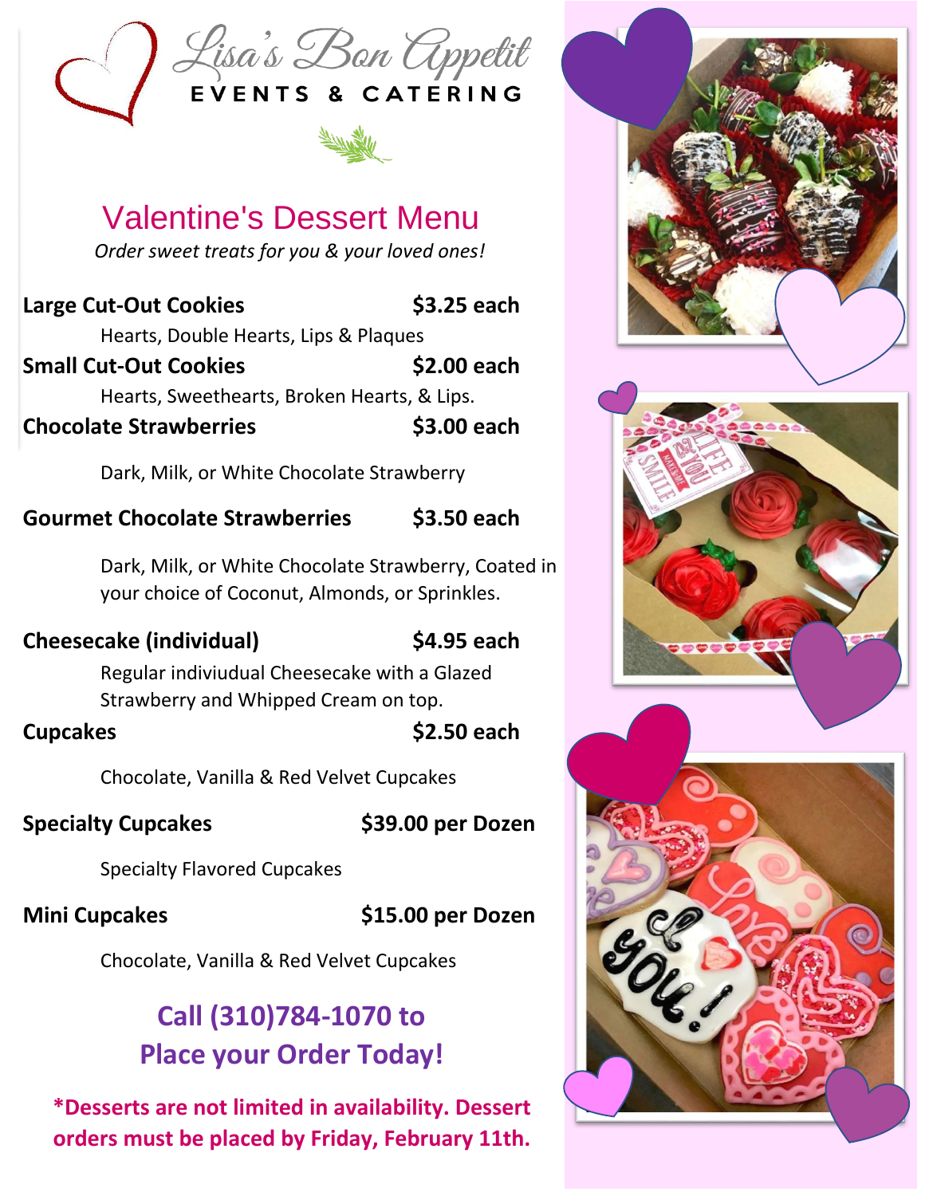Lisa's Bon Appetit

EVENTS & CATERING

# Valentine's Dessert Menu

*Order sweet treats for you & your loved ones!*

**Large Cut-Out Cookies** **$3.25 each**

Hearts, Double Hearts, Lips & Plaques

**Small Cut-Out Cookies** **$2.00 each**

Hearts, Sweethearts, Broken Hearts, & Lips.

**Chocolate Strawberries** **$3.00 each**

Dark, Milk, or White Chocolate Strawberry

**Gourmet Chocolate Strawberries** **$3.50 each**

Dark, Milk, or White Chocolate Strawberry, Coated in your choice of Coconut, Almonds, or Sprinkles.

**Cheesecake (individual)** **$4.95 each**

Regular indiviudual Cheesecake with a Glazed Strawberry and Whipped Cream on top.

**Cupcakes** **$2.50 each**

Chocolate, Vanilla & Red Velvet Cupcakes

**Specialty Cupcakes** **$39.00 per Dozen**

Specialty Flavored Cupcakes

**Mini Cupcakes** **$15.00 per Dozen**

Chocolate, Vanilla & Red Velvet Cupcakes

**Call (310)784-1070 to Place your Order Today!**

**\*Desserts are not limited in availability. Dessert orders must be placed by Friday, February 11th.**